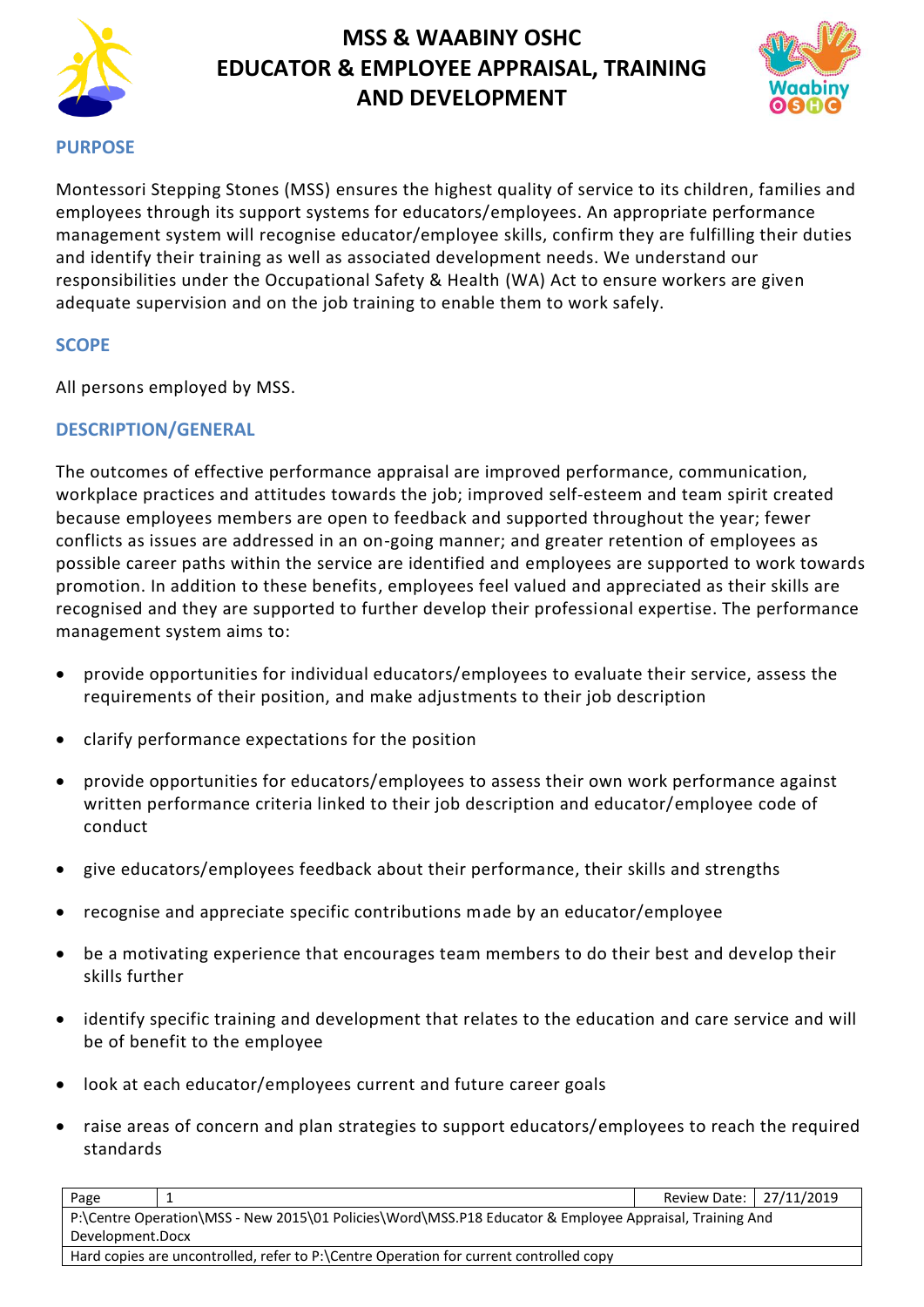# MSS & WAABINY OSHC
# EDUCATOR & EMPLOYEE APPRAISAL, TRAINING AND DEVELOPMENT

## PURPOSE

Montessori Stepping Stones (MSS) ensures the highest quality of service to its children, families and employees through its support systems for educators/employees. An appropriate performance management system will recognise educator/employee skills, confirm they are fulfilling their duties and identify their training as well as associated development needs. We understand our responsibilities under the Occupational Safety & Health (WA) Act to ensure workers are given adequate supervision and on the job training to enable them to work safely.

## SCOPE

All persons employed by MSS.

## DESCRIPTION/GENERAL

The outcomes of effective performance appraisal are improved performance, communication, workplace practices and attitudes towards the job; improved self-esteem and team spirit created because employees members are open to feedback and supported throughout the year; fewer conflicts as issues are addressed in an on-going manner; and greater retention of employees as possible career paths within the service are identified and employees are supported to work towards promotion. In addition to these benefits, employees feel valued and appreciated as their skills are recognised and they are supported to further develop their professional expertise. The performance management system aims to:

- provide opportunities for individual educators/employees to evaluate their service, assess the requirements of their position, and make adjustments to their job description
- clarify performance expectations for the position
- provide opportunities for educators/employees to assess their own work performance against written performance criteria linked to their job description and educator/employee code of conduct
- give educators/employees feedback about their performance, their skills and strengths
- recognise and appreciate specific contributions made by an educator/employee
- be a motivating experience that encourages team members to do their best and develop their skills further
- identify specific training and development that relates to the education and care service and will be of benefit to the employee
- look at each educator/employees current and future career goals
- raise areas of concern and plan strategies to support educators/employees to reach the required standards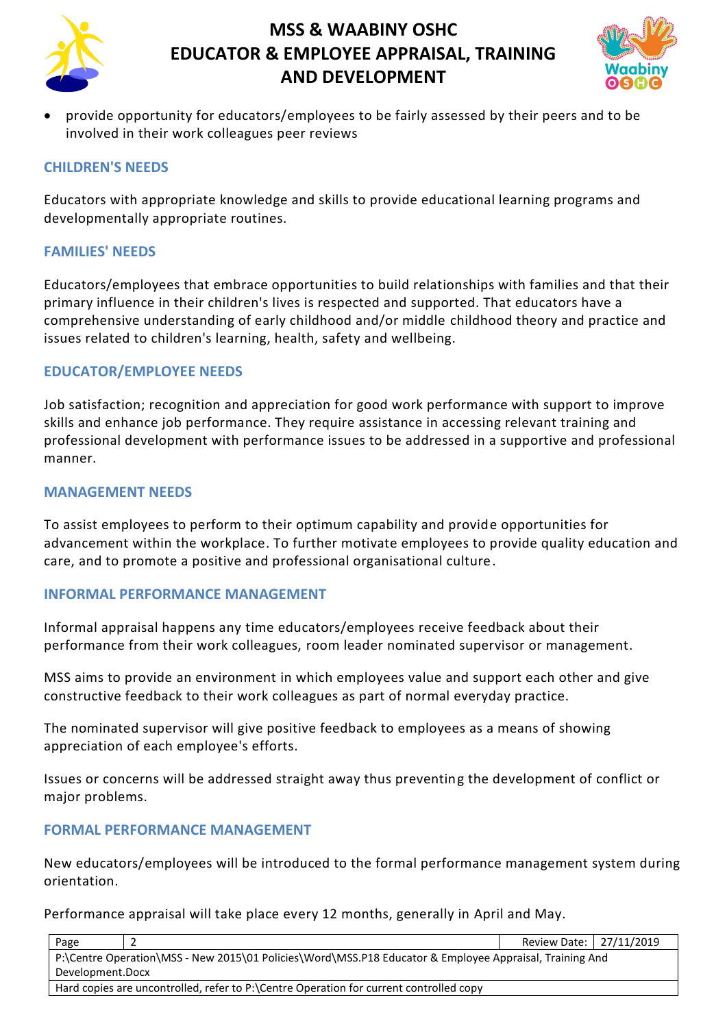- provide opportunity for educators/employees to be fairly assessed by their peers and to be involved in their work colleagues peer reviews

## CHILDREN'S NEEDS

Educators with appropriate knowledge and skills to provide educational learning programs and developmentally appropriate routines.

## FAMILIES' NEEDS

Educators/employees that embrace opportunities to build relationships with families and that their primary influence in their children's lives is respected and supported. That educators have a comprehensive understanding of early childhood and/or middle childhood theory and practice and issues related to children's learning, health, safety and wellbeing.

## EDUCATOR/EMPLOYEE NEEDS

Job satisfaction; recognition and appreciation for good work performance with support to improve skills and enhance job performance. They require assistance in accessing relevant training and professional development with performance issues to be addressed in a supportive and professional manner.

## MANAGEMENT NEEDS

To assist employees to perform to their optimum capability and provide opportunities for advancement within the workplace. To further motivate employees to provide quality education and care, and to promote a positive and professional organisational culture.

## INFORMAL PERFORMANCE MANAGEMENT

Informal appraisal happens any time educators/employees receive feedback about their performance from their work colleagues, room leader nominated supervisor or management.

MSS aims to provide an environment in which employees value and support each other and give constructive feedback to their work colleagues as part of normal everyday practice.

The nominated supervisor will give positive feedback to employees as a means of showing appreciation of each employee's efforts.

Issues or concerns will be addressed straight away thus preventing the development of conflict or major problems.

## FORMAL PERFORMANCE MANAGEMENT

New educators/employees will be introduced to the formal performance management system during orientation.

Performance appraisal will take place every 12 months, generally in April and May.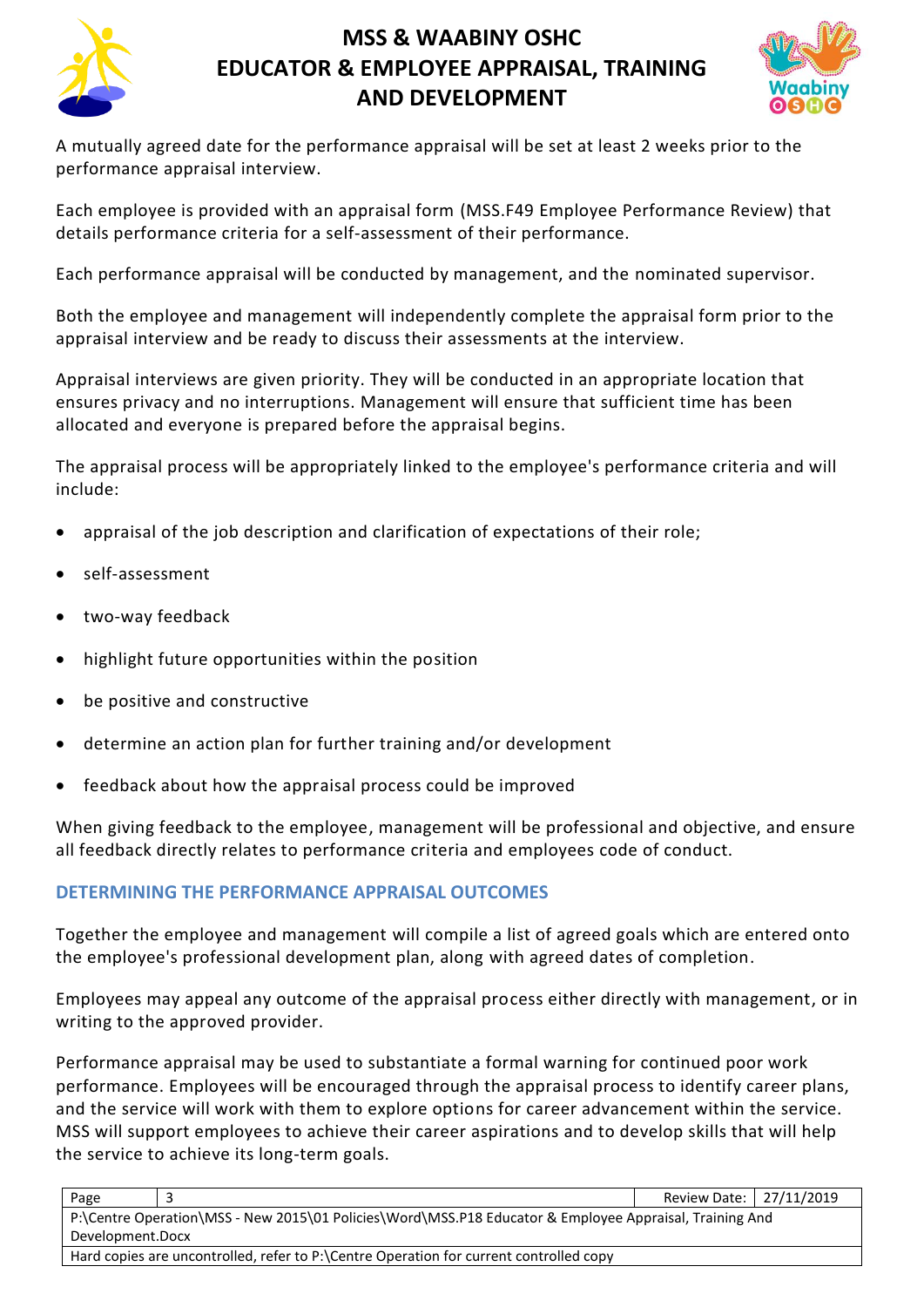A mutually agreed date for the performance appraisal will be set at least 2 weeks prior to the performance appraisal interview.

Each employee is provided with an appraisal form (MSS.F49 Employee Performance Review) that details performance criteria for a self-assessment of their performance.

Each performance appraisal will be conducted by management, and the nominated supervisor.

Both the employee and management will independently complete the appraisal form prior to the appraisal interview and be ready to discuss their assessments at the interview.

Appraisal interviews are given priority. They will be conducted in an appropriate location that ensures privacy and no interruptions. Management will ensure that sufficient time has been allocated and everyone is prepared before the appraisal begins.

The appraisal process will be appropriately linked to the employee's performance criteria and will include:

- appraisal of the job description and clarification of expectations of their role;
- self-assessment
- two-way feedback
- highlight future opportunities within the position
- be positive and constructive
- determine an action plan for further training and/or development
- feedback about how the appraisal process could be improved

When giving feedback to the employee, management will be professional and objective, and ensure all feedback directly relates to performance criteria and employees code of conduct.

## DETERMINING THE PERFORMANCE APPRAISAL OUTCOMES

Together the employee and management will compile a list of agreed goals which are entered onto the employee's professional development plan, along with agreed dates of completion.

Employees may appeal any outcome of the appraisal process either directly with management, or in writing to the approved provider.

Performance appraisal may be used to substantiate a formal warning for continued poor work performance. Employees will be encouraged through the appraisal process to identify career plans, and the service will work with them to explore options for career advancement within the service. MSS will support employees to achieve their career aspirations and to develop skills that will help the service to achieve its long-term goals.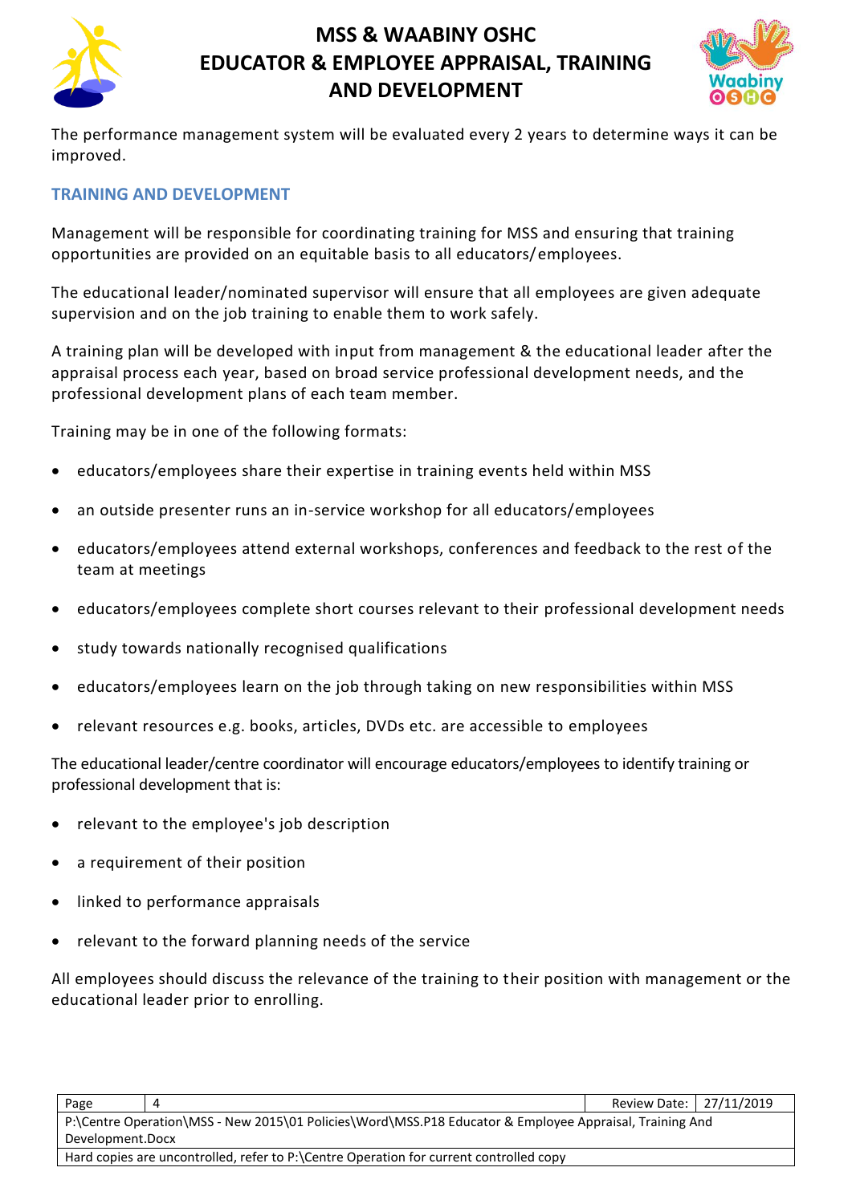The performance management system will be evaluated every 2 years to determine ways it can be improved.

## TRAINING AND DEVELOPMENT

Management will be responsible for coordinating training for MSS and ensuring that training opportunities are provided on an equitable basis to all educators/employees.

The educational leader/nominated supervisor will ensure that all employees are given adequate supervision and on the job training to enable them to work safely.

A training plan will be developed with input from management & the educational leader after the appraisal process each year, based on broad service professional development needs, and the professional development plans of each team member.

Training may be in one of the following formats:

- educators/employees share their expertise in training events held within MSS
- an outside presenter runs an in-service workshop for all educators/employees
- educators/employees attend external workshops, conferences and feedback to the rest of the team at meetings
- educators/employees complete short courses relevant to their professional development needs
- study towards nationally recognised qualifications
- educators/employees learn on the job through taking on new responsibilities within MSS
- relevant resources e.g. books, articles, DVDs etc. are accessible to employees

The educational leader/centre coordinator will encourage educators/employees to identify training or professional development that is:

- relevant to the employee's job description
- a requirement of their position
- linked to performance appraisals
- relevant to the forward planning needs of the service

All employees should discuss the relevance of the training to their position with management or the educational leader prior to enrolling.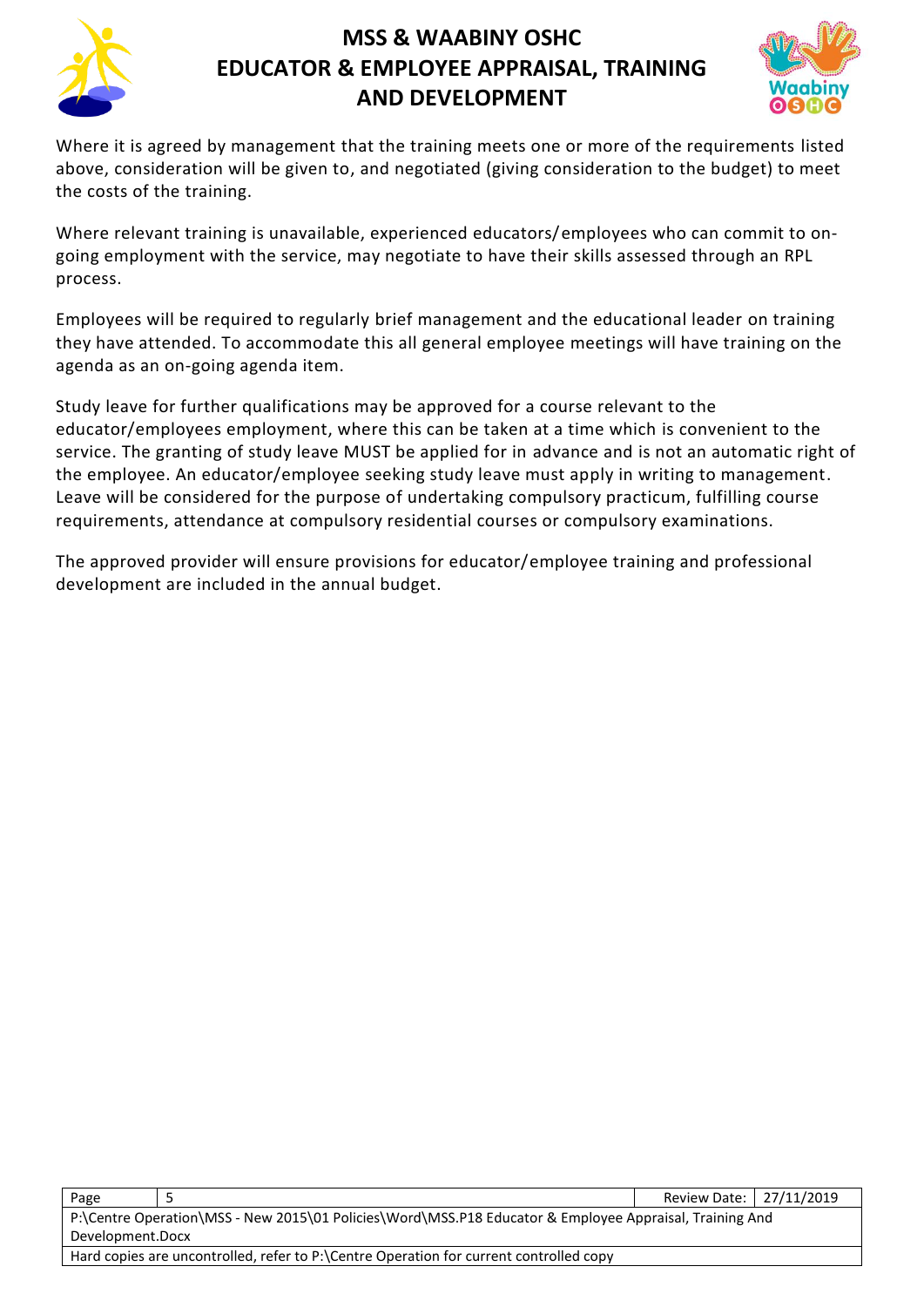Where it is agreed by management that the training meets one or more of the requirements listed above, consideration will be given to, and negotiated (giving consideration to the budget) to meet the costs of the training.

Where relevant training is unavailable, experienced educators/employees who can commit to on-going employment with the service, may negotiate to have their skills assessed through an RPL process.

Employees will be required to regularly brief management and the educational leader on training they have attended. To accommodate this all general employee meetings will have training on the agenda as an on-going agenda item.

Study leave for further qualifications may be approved for a course relevant to the educator/employees employment, where this can be taken at a time which is convenient to the service. The granting of study leave MUST be applied for in advance and is not an automatic right of the employee. An educator/employee seeking study leave must apply in writing to management. Leave will be considered for the purpose of undertaking compulsory practicum, fulfilling course requirements, attendance at compulsory residential courses or compulsory examinations.

The approved provider will ensure provisions for educator/employee training and professional development are included in the annual budget.